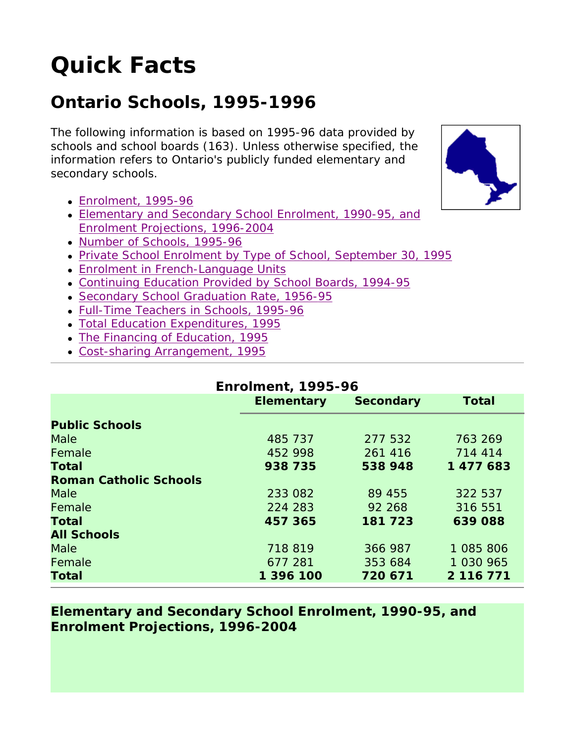# Quick Facts

## Ontario Schools, 1995-1996

The following information is based on 1995-96 data provided by schools and school boards (163). Unless otherwise specified, the information refers to Ontario's publicly funded elementary and secondary schools.

- Enrolment, 1995-96
- Elementary and Secondary School Enrolment, 1990-95, and Enrolment Projections, 1996-2004
- Number of Schools, 1995-96
- Private School Enrolment by Type of School, September 30, 1995
- Enrolment in French-Language Units
- Continuing Education Provided by School Boards, 1994-95
- Secondary School Graduation Rate, 1956-95
- Full-Time Teachers in Schools, 1995-96
- Total Education Expenditures, 1995
- The Financing of Education, 1995
- Cost-sharing Arrangement, 1995

---

**Enrolment, 1995-96**

| | Elementary | Secondary | Total |
|---|---|---|---|
| **Public Schools** | | | |
| Male | 485 737 | 277 532 | 763 269 |
| Female | 452 998 | 261 416 | 714 414 |
| **Total** | **938 735** | **538 948** | **1 477 683** |
| **Roman Catholic Schools** | | | |
| Male | 233 082 | 89 455 | 322 537 |
| Female | 224 283 | 92 268 | 316 551 |
| **Total** | **457 365** | **181 723** | **639 088** |
| **All Schools** | | | |
| Male | 718 819 | 366 987 | 1 085 806 |
| Female | 677 281 | 353 684 | 1 030 965 |
| **Total** | **1 396 100** | **720 671** | **2 116 771** |

---

**Elementary and Secondary School Enrolment, 1990-95, and Enrolment Projections, 1996-2004**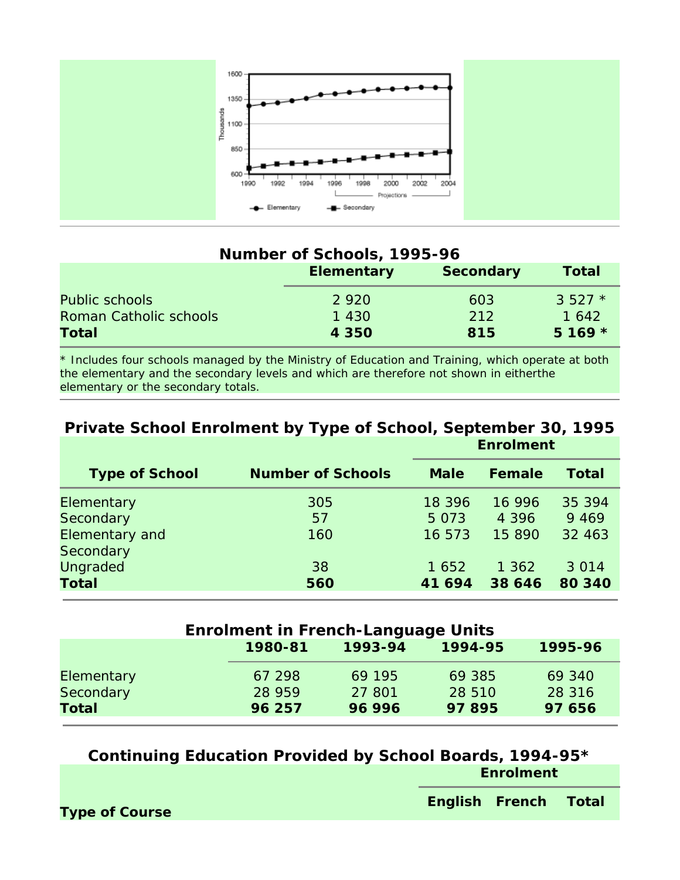## Number of Schools, 1995-96

| | Elementary | Secondary | Total |
|---|---|---|---|
| Public schools | 2 920 | 603 | 3 527 * |
| Roman Catholic schools | 1 430 | 212 | 1 642 |
| **Total** | **4 350** | **815** | **5 169 *** |

* Includes four schools managed by the Ministry of Education and Training, which operate at both the elementary and the secondary levels and which are therefore not shown in eitherthe elementary or the secondary totals.

## Private School Enrolment by Type of School, September 30, 1995

| Type of School | Number of Schools | Enrolment | | |
|---|---|---|---|---|
| | | Male | Female | Total |
| Elementary | 305 | 18 396 | 16 996 | 35 394 |
| Secondary | 57 | 5 073 | 4 396 | 9 469 |
| Elementary and Secondary | 160 | 16 573 | 15 890 | 32 463 |
| Ungraded | 38 | 1 652 | 1 362 | 3 014 |
| **Total** | **560** | **41 694** | **38 646** | **80 340** |

## Enrolment in French-Language Units

| | 1980-81 | 1993-94 | 1994-95 | 1995-96 |
|---|---|---|---|---|
| Elementary | 67 298 | 69 195 | 69 385 | 69 340 |
| Secondary | 28 959 | 27 801 | 28 510 | 28 316 |
| **Total** | **96 257** | **96 996** | **97 895** | **97 656** |

## Continuing Education Provided by School Boards, 1994-95*

| Type of Course | Enrolment | | |
|---|---|---|---|
| | English | French | Total |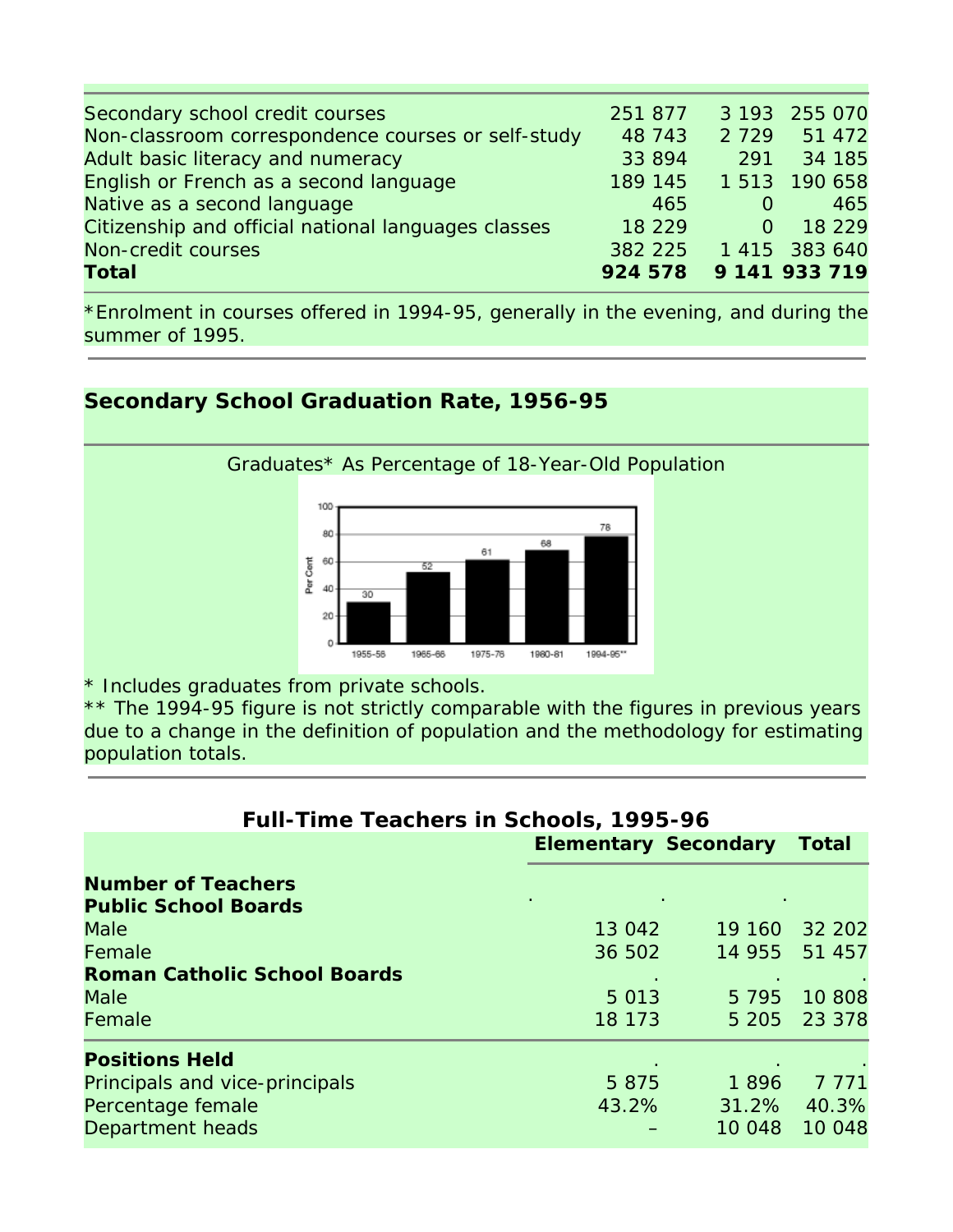| | | | |
|---|---|---|---|
| Secondary school credit courses | 251 877 | 3 193 | 255 070 |
| Non-classroom correspondence courses or self-study | 48 743 | 2 729 | 51 472 |
| Adult basic literacy and numeracy | 33 894 | 291 | 34 185 |
| English or French as a second language | 189 145 | 1 513 | 190 658 |
| Native as a second language | 465 | 0 | 465 |
| Citizenship and official national languages classes | 18 229 | 0 | 18 229 |
| Non-credit courses | 382 225 | 1 415 | 383 640 |
| **Total** | **924 578** | **9 141** | **933 719** |

*Enrolment in courses offered in 1994-95, generally in the evening, and during the summer of 1995.

## Secondary School Graduation Rate, 1956-95

Graduates* As Percentage of 18-Year-Old Population

| Year | Per Cent |
|---|---|
| 1955-56 | 30 |
| 1965-66 | 52 |
| 1975-76 | 61 |
| 1980-81 | 68 |
| 1994-95** | 78 |

\* Includes graduates from private schools.
** The 1994-95 figure is not strictly comparable with the figures in previous years due to a change in the definition of population and the methodology for estimating population totals.

## Full-Time Teachers in Schools, 1995-96

| | Elementary | Secondary | Total |
|---|---|---|---|
| **Number of Teachers** | | | |
| **Public School Boards** | . | . | . |
| Male | 13 042 | 19 160 | 32 202 |
| Female | 36 502 | 14 955 | 51 457 |
| **Roman Catholic School Boards** | . | . | . |
| Male | 5 013 | 5 795 | 10 808 |
| Female | 18 173 | 5 205 | 23 378 |
| **Positions Held** | . | . | . |
| Principals and vice-principals | 5 875 | 1 896 | 7 771 |
| Percentage female | 43.2% | 31.2% | 40.3% |
| Department heads | – | 10 048 | 10 048 |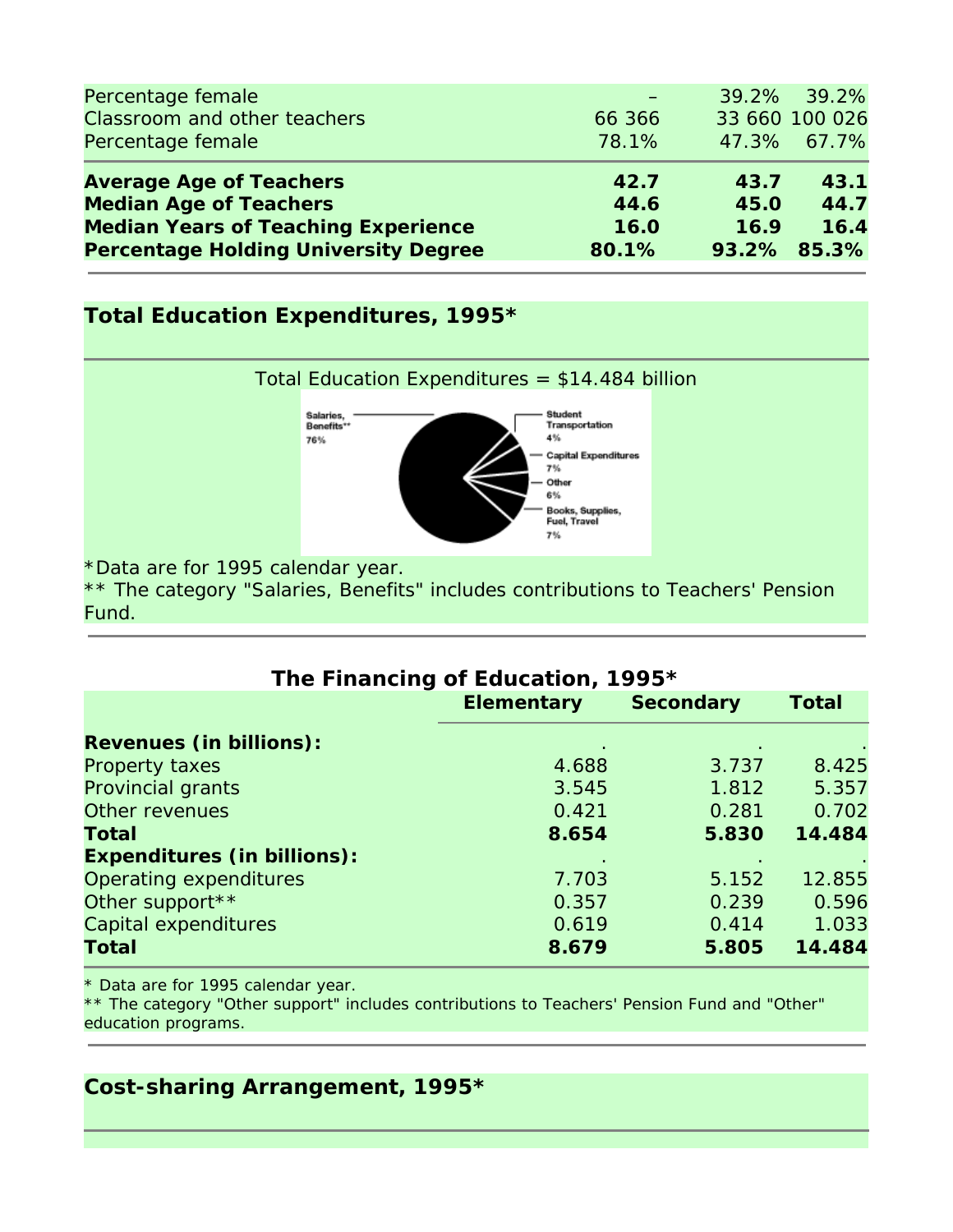| | | | |
|---|---|---|---|
| Percentage female | – | 39.2% | 39.2% |
| Classroom and other teachers | 66 366 | 33 660 | 100 026 |
| Percentage female | 78.1% | 47.3% | 67.7% |
| **Average Age of Teachers** | **42.7** | **43.7** | **43.1** |
| **Median Age of Teachers** | **44.6** | **45.0** | **44.7** |
| **Median Years of Teaching Experience** | **16.0** | **16.9** | **16.4** |
| **Percentage Holding University Degree** | **80.1%** | **93.2%** | **85.3%** |

## Total Education Expenditures, 1995*

Total Education Expenditures = $14.484 billion

- Salaries, Benefits** 76%
- Student Transportation 4%
- Capital Expenditures 7%
- Other 6%
- Books, Supplies, Fuel, Travel 7%

*Data are for 1995 calendar year.
** The category "Salaries, Benefits" includes contributions to Teachers' Pension Fund.

## The Financing of Education, 1995*

| | Elementary | Secondary | Total |
|---|---|---|---|
| **Revenues (in billions):** | . | . | . |
| Property taxes | 4.688 | 3.737 | 8.425 |
| Provincial grants | 3.545 | 1.812 | 5.357 |
| Other revenues | 0.421 | 0.281 | 0.702 |
| **Total** | **8.654** | **5.830** | **14.484** |
| **Expenditures (in billions):** | . | . | . |
| Operating expenditures | 7.703 | 5.152 | 12.855 |
| Other support** | 0.357 | 0.239 | 0.596 |
| Capital expenditures | 0.619 | 0.414 | 1.033 |
| **Total** | **8.679** | **5.805** | **14.484** |

* Data are for 1995 calendar year.
** The category "Other support" includes contributions to Teachers' Pension Fund and "Other" education programs.

## Cost-sharing Arrangement, 1995*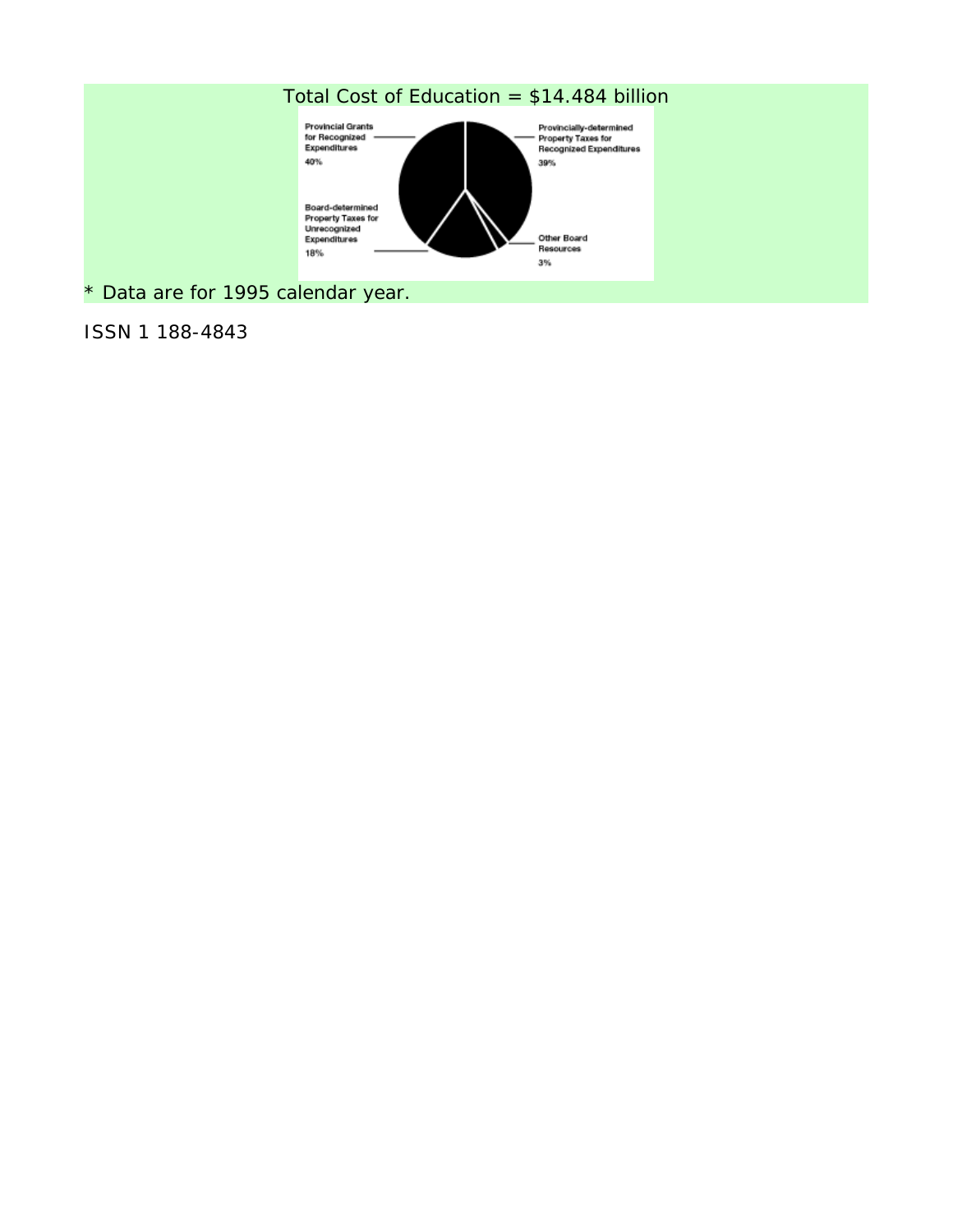Total Cost of Education = $14.484 billion

Provincial Grants for Recognized Expenditures
40%

Provincially-determined Property Taxes for Recognized Expenditures
39%

Board-determined Property Taxes for Unrecognized Expenditures
18%

Other Board Resources
3%

* Data are for 1995 calendar year.

ISSN 1 188-4843